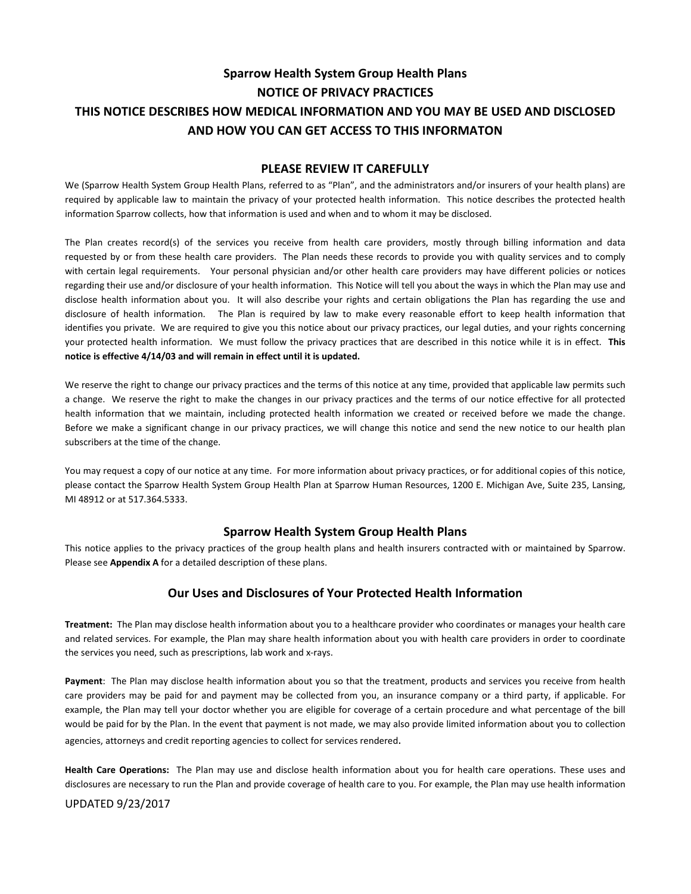# Sparrow Health System Group Health Plans

# NOTICE OF PRIVACY PRACTICES

# THIS NOTICE DESCRIBES HOW MEDICAL INFORMATION AND YOU MAY BE USED AND DISCLOSED AND HOW YOU CAN GET ACCESS TO THIS INFORMATON

## PLEASE REVIEW IT CAREFULLY

We (Sparrow Health System Group Health Plans, referred to as "Plan", and the administrators and/or insurers of your health plans) are required by applicable law to maintain the privacy of your protected health information. This notice describes the protected health information Sparrow collects, how that information is used and when and to whom it may be disclosed.

The Plan creates record(s) of the services you receive from health care providers, mostly through billing information and data requested by or from these health care providers. The Plan needs these records to provide you with quality services and to comply with certain legal requirements. Your personal physician and/or other health care providers may have different policies or notices regarding their use and/or disclosure of your health information. This Notice will tell you about the ways in which the Plan may use and disclose health information about you. It will also describe your rights and certain obligations the Plan has regarding the use and disclosure of health information. The Plan is required by law to make every reasonable effort to keep health information that identifies you private. We are required to give you this notice about our privacy practices, our legal duties, and your rights concerning your protected health information. We must follow the privacy practices that are described in this notice while it is in effect. **This notice is effective 4/14/03 and will remain in effect until it is updated.**

We reserve the right to change our privacy practices and the terms of this notice at any time, provided that applicable law permits such a change. We reserve the right to make the changes in our privacy practices and the terms of our notice effective for all protected health information that we maintain, including protected health information we created or received before we made the change. Before we make a significant change in our privacy practices, we will change this notice and send the new notice to our health plan subscribers at the time of the change.

You may request a copy of our notice at any time. For more information about privacy practices, or for additional copies of this notice, please contact the Sparrow Health System Group Health Plan at Sparrow Human Resources, 1200 E. Michigan Ave, Suite 235, Lansing, MI 48912 or at 517.364.5333.

## Sparrow Health System Group Health Plans

This notice applies to the privacy practices of the group health plans and health insurers contracted with or maintained by Sparrow. Please see **Appendix A** for a detailed description of these plans.

## Our Uses and Disclosures of Your Protected Health Information

**Treatment:** The Plan may disclose health information about you to a healthcare provider who coordinates or manages your health care and related services. For example, the Plan may share health information about you with health care providers in order to coordinate the services you need, such as prescriptions, lab work and x-rays.

**Payment**: The Plan may disclose health information about you so that the treatment, products and services you receive from health care providers may be paid for and payment may be collected from you, an insurance company or a third party, if applicable. For example, the Plan may tell your doctor whether you are eligible for coverage of a certain procedure and what percentage of the bill would be paid for by the Plan. In the event that payment is not made, we may also provide limited information about you to collection agencies, attorneys and credit reporting agencies to collect for services rendered.

**Health Care Operations:** The Plan may use and disclose health information about you for health care operations. These uses and disclosures are necessary to run the Plan and provide coverage of health care to you. For example, the Plan may use health information

UPDATED 9/23/2017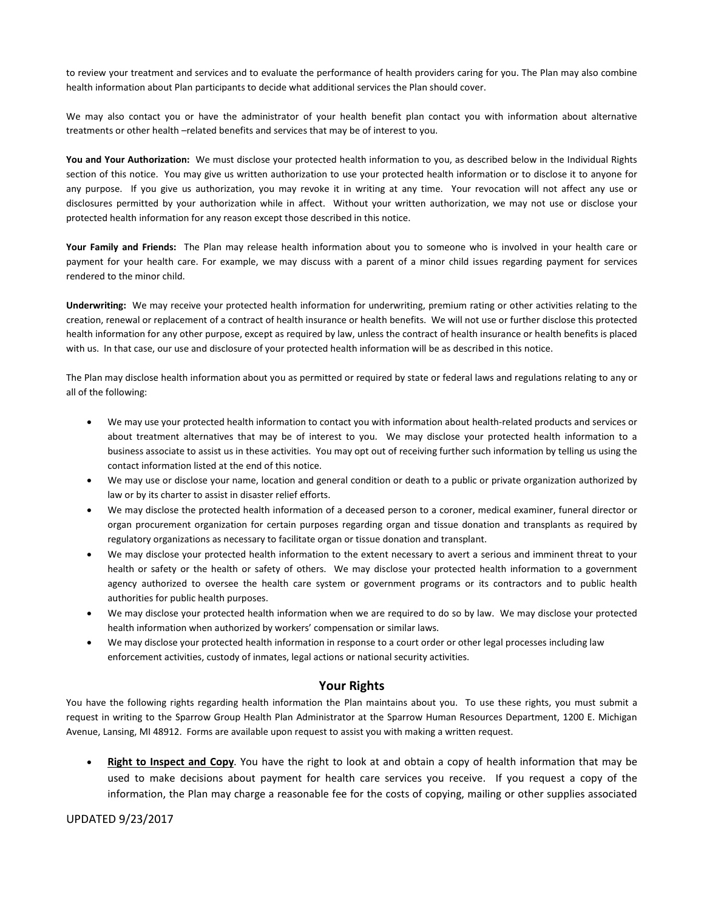to review your treatment and services and to evaluate the performance of health providers caring for you. The Plan may also combine health information about Plan participants to decide what additional services the Plan should cover.

We may also contact you or have the administrator of your health benefit plan contact you with information about alternative treatments or other health –related benefits and services that may be of interest to you.

**You and Your Authorization:** We must disclose your protected health information to you, as described below in the Individual Rights section of this notice. You may give us written authorization to use your protected health information or to disclose it to anyone for any purpose. If you give us authorization, you may revoke it in writing at any time. Your revocation will not affect any use or disclosures permitted by your authorization while in affect. Without your written authorization, we may not use or disclose your protected health information for any reason except those described in this notice.

**Your Family and Friends:** The Plan may release health information about you to someone who is involved in your health care or payment for your health care. For example, we may discuss with a parent of a minor child issues regarding payment for services rendered to the minor child.

**Underwriting:** We may receive your protected health information for underwriting, premium rating or other activities relating to the creation, renewal or replacement of a contract of health insurance or health benefits. We will not use or further disclose this protected health information for any other purpose, except as required by law, unless the contract of health insurance or health benefits is placed with us. In that case, our use and disclosure of your protected health information will be as described in this notice.

The Plan may disclose health information about you as permitted or required by state or federal laws and regulations relating to any or all of the following:

- We may use your protected health information to contact you with information about health-related products and services or about treatment alternatives that may be of interest to you. We may disclose your protected health information to a business associate to assist us in these activities. You may opt out of receiving further such information by telling us using the contact information listed at the end of this notice.
- We may use or disclose your name, location and general condition or death to a public or private organization authorized by law or by its charter to assist in disaster relief efforts.
- We may disclose the protected health information of a deceased person to a coroner, medical examiner, funeral director or organ procurement organization for certain purposes regarding organ and tissue donation and transplants as required by regulatory organizations as necessary to facilitate organ or tissue donation and transplant.
- We may disclose your protected health information to the extent necessary to avert a serious and imminent threat to your health or safety or the health or safety of others. We may disclose your protected health information to a government agency authorized to oversee the health care system or government programs or its contractors and to public health authorities for public health purposes.
- We may disclose your protected health information when we are required to do so by law. We may disclose your protected health information when authorized by workers' compensation or similar laws.
- We may disclose your protected health information in response to a court order or other legal processes including law enforcement activities, custody of inmates, legal actions or national security activities.

## Your Rights

You have the following rights regarding health information the Plan maintains about you. To use these rights, you must submit a request in writing to the Sparrow Group Health Plan Administrator at the Sparrow Human Resources Department, 1200 E. Michigan Avenue, Lansing, MI 48912. Forms are available upon request to assist you with making a written request.

- **Right to Inspect and Copy**. You have the right to look at and obtain a copy of health information that may be used to make decisions about payment for health care services you receive. If you request a copy of the information, the Plan may charge a reasonable fee for the costs of copying, mailing or other supplies associated

UPDATED 9/23/2017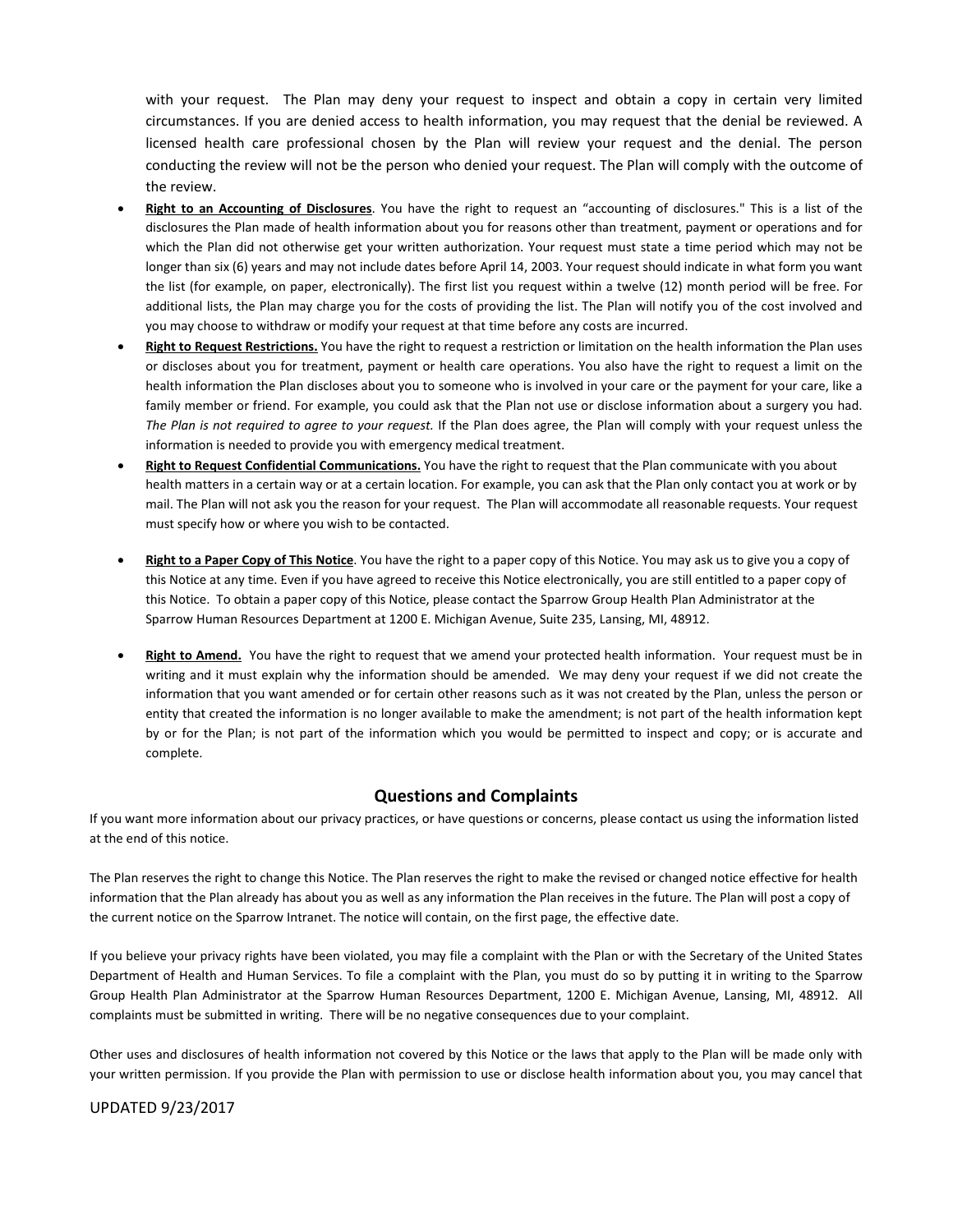with your request. The Plan may deny your request to inspect and obtain a copy in certain very limited circumstances. If you are denied access to health information, you may request that the denial be reviewed. A licensed health care professional chosen by the Plan will review your request and the denial. The person conducting the review will not be the person who denied your request. The Plan will comply with the outcome of the review.

- **Right to an Accounting of Disclosures**. You have the right to request an "accounting of disclosures." This is a list of the disclosures the Plan made of health information about you for reasons other than treatment, payment or operations and for which the Plan did not otherwise get your written authorization. Your request must state a time period which may not be longer than six (6) years and may not include dates before April 14, 2003. Your request should indicate in what form you want the list (for example, on paper, electronically). The first list you request within a twelve (12) month period will be free. For additional lists, the Plan may charge you for the costs of providing the list. The Plan will notify you of the cost involved and you may choose to withdraw or modify your request at that time before any costs are incurred.
- **Right to Request Restrictions.** You have the right to request a restriction or limitation on the health information the Plan uses or discloses about you for treatment, payment or health care operations. You also have the right to request a limit on the health information the Plan discloses about you to someone who is involved in your care or the payment for your care, like a family member or friend. For example, you could ask that the Plan not use or disclose information about a surgery you had. *The Plan is not required to agree to your request.* If the Plan does agree, the Plan will comply with your request unless the information is needed to provide you with emergency medical treatment.
- **Right to Request Confidential Communications.** You have the right to request that the Plan communicate with you about health matters in a certain way or at a certain location. For example, you can ask that the Plan only contact you at work or by mail. The Plan will not ask you the reason for your request. The Plan will accommodate all reasonable requests. Your request must specify how or where you wish to be contacted.
- **Right to a Paper Copy of This Notice**. You have the right to a paper copy of this Notice. You may ask us to give you a copy of this Notice at any time. Even if you have agreed to receive this Notice electronically, you are still entitled to a paper copy of this Notice. To obtain a paper copy of this Notice, please contact the Sparrow Group Health Plan Administrator at the Sparrow Human Resources Department at 1200 E. Michigan Avenue, Suite 235, Lansing, MI, 48912.
- **Right to Amend.** You have the right to request that we amend your protected health information. Your request must be in writing and it must explain why the information should be amended. We may deny your request if we did not create the information that you want amended or for certain other reasons such as it was not created by the Plan, unless the person or entity that created the information is no longer available to make the amendment; is not part of the health information kept by or for the Plan; is not part of the information which you would be permitted to inspect and copy; or is accurate and complete.

## Questions and Complaints

If you want more information about our privacy practices, or have questions or concerns, please contact us using the information listed at the end of this notice.

The Plan reserves the right to change this Notice. The Plan reserves the right to make the revised or changed notice effective for health information that the Plan already has about you as well as any information the Plan receives in the future. The Plan will post a copy of the current notice on the Sparrow Intranet. The notice will contain, on the first page, the effective date.

If you believe your privacy rights have been violated, you may file a complaint with the Plan or with the Secretary of the United States Department of Health and Human Services. To file a complaint with the Plan, you must do so by putting it in writing to the Sparrow Group Health Plan Administrator at the Sparrow Human Resources Department, 1200 E. Michigan Avenue, Lansing, MI, 48912. All complaints must be submitted in writing. There will be no negative consequences due to your complaint.

Other uses and disclosures of health information not covered by this Notice or the laws that apply to the Plan will be made only with your written permission. If you provide the Plan with permission to use or disclose health information about you, you may cancel that

UPDATED 9/23/2017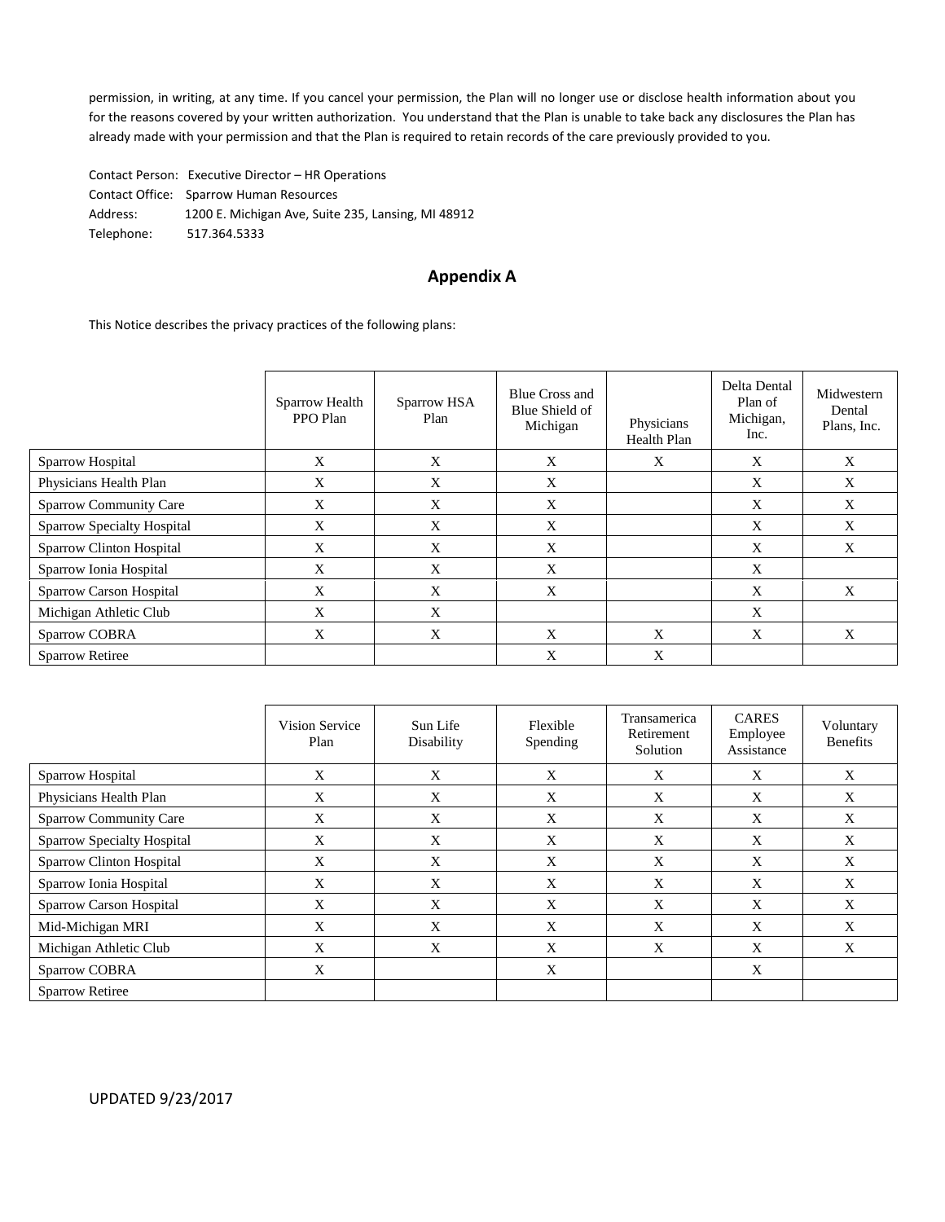permission, in writing, at any time. If you cancel your permission, the Plan will no longer use or disclose health information about you for the reasons covered by your written authorization. You understand that the Plan is unable to take back any disclosures the Plan has already made with your permission and that the Plan is required to retain records of the care previously provided to you.

Contact Person: Executive Director – HR Operations
Contact Office: Sparrow Human Resources
Address: 1200 E. Michigan Ave, Suite 235, Lansing, MI 48912
Telephone: 517.364.5333

## Appendix A

This Notice describes the privacy practices of the following plans:

| | Sparrow Health PPO Plan | Sparrow HSA Plan | Blue Cross and Blue Shield of Michigan | Physicians Health Plan | Delta Dental Plan of Michigan, Inc. | Midwestern Dental Plans, Inc. |
|---|---|---|---|---|---|---|
| Sparrow Hospital | X | X | X | X | X | X |
| Physicians Health Plan | X | X | X | | X | X |
| Sparrow Community Care | X | X | X | | X | X |
| Sparrow Specialty Hospital | X | X | X | | X | X |
| Sparrow Clinton Hospital | X | X | X | | X | X |
| Sparrow Ionia Hospital | X | X | X | | X | |
| Sparrow Carson Hospital | X | X | X | | X | X |
| Michigan Athletic Club | X | X | | | X | |
| Sparrow COBRA | X | X | X | X | X | X |
| Sparrow Retiree | | | X | X | | |

| | Vision Service Plan | Sun Life Disability | Flexible Spending | Transamerica Retirement Solution | CARES Employee Assistance | Voluntary Benefits |
|---|---|---|---|---|---|---|
| Sparrow Hospital | X | X | X | X | X | X |
| Physicians Health Plan | X | X | X | X | X | X |
| Sparrow Community Care | X | X | X | X | X | X |
| Sparrow Specialty Hospital | X | X | X | X | X | X |
| Sparrow Clinton Hospital | X | X | X | X | X | X |
| Sparrow Ionia Hospital | X | X | X | X | X | X |
| Sparrow Carson Hospital | X | X | X | X | X | X |
| Mid-Michigan MRI | X | X | X | X | X | X |
| Michigan Athletic Club | X | X | X | X | X | X |
| Sparrow COBRA | X | | X | | X | |
| Sparrow Retiree | | | | | | |

UPDATED 9/23/2017